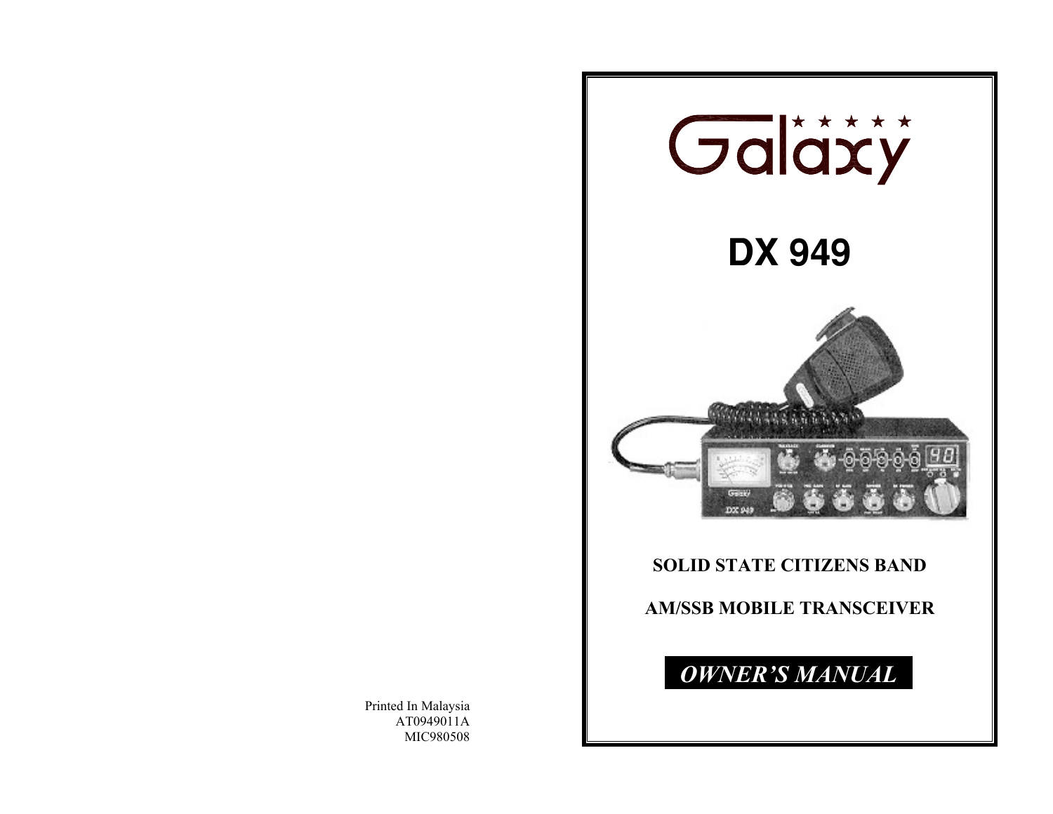# Galaxy

# DX 949

**SOLID STATE CITIZENS BAND**

**AM/SSB MOBILE TRANSCEIVER**

***OWNER'S MANUAL***

Printed In Malaysia
AT0949011A
MIC980508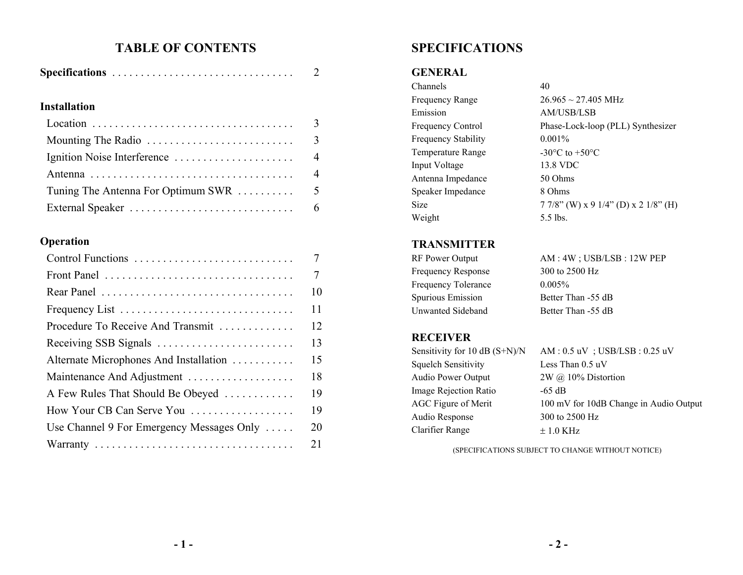# TABLE OF CONTENTS

| | |
|---|---|
| **Specifications** | 2 |
| **Installation** | |
| Location | 3 |
| Mounting The Radio | 3 |
| Ignition Noise Interference | 4 |
| Antenna | 4 |
| Tuning The Antenna For Optimum SWR | 5 |
| External Speaker | 6 |
| **Operation** | |
| Control Functions | 7 |
| Front Panel | 7 |
| Rear Panel | 10 |
| Frequency List | 11 |
| Procedure To Receive And Transmit | 12 |
| Receiving SSB Signals | 13 |
| Alternate Microphones And Installation | 15 |
| Maintenance And Adjustment | 18 |
| A Few Rules That Should Be Obeyed | 19 |
| How Your CB Can Serve You | 19 |
| Use Channel 9 For Emergency Messages Only | 20 |
| Warranty | 21 |

# SPECIFICATIONS

## GENERAL

| | |
|---|---|
| Channels | 40 |
| Frequency Range | 26.965 ~ 27.405 MHz |
| Emission | AM/USB/LSB |
| Frequency Control | Phase-Lock-loop (PLL) Synthesizer |
| Frequency Stability | 0.001% |
| Temperature Range | -30°C to +50°C |
| Input Voltage | 13.8 VDC |
| Antenna Impedance | 50 Ohms |
| Speaker Impedance | 8 Ohms |
| Size | 7 7/8” (W) x 9 1/4” (D) x 2 1/8” (H) |
| Weight | 5.5 lbs. |

## TRANSMITTER

| | |
|---|---|
| RF Power Output | AM : 4W ; USB/LSB : 12W PEP |
| Frequency Response | 300 to 2500 Hz |
| Frequency Tolerance | 0.005% |
| Spurious Emission | Better Than -55 dB |
| Unwanted Sideband | Better Than -55 dB |

## RECEIVER

| | |
|---|---|
| Sensitivity for 10 dB (S+N)/N | AM : 0.5 uV ; USB/LSB : 0.25 uV |
| Squelch Sensitivity | Less Than 0.5 uV |
| Audio Power Output | 2W @ 10% Distortion |
| Image Rejection Ratio | -65 dB |
| AGC Figure of Merit | 100 mV for 10dB Change in Audio Output |
| Audio Response | 300 to 2500 Hz |
| Clarifier Range | ± 1.0 KHz |

(SPECIFICATIONS SUBJECT TO CHANGE WITHOUT NOTICE)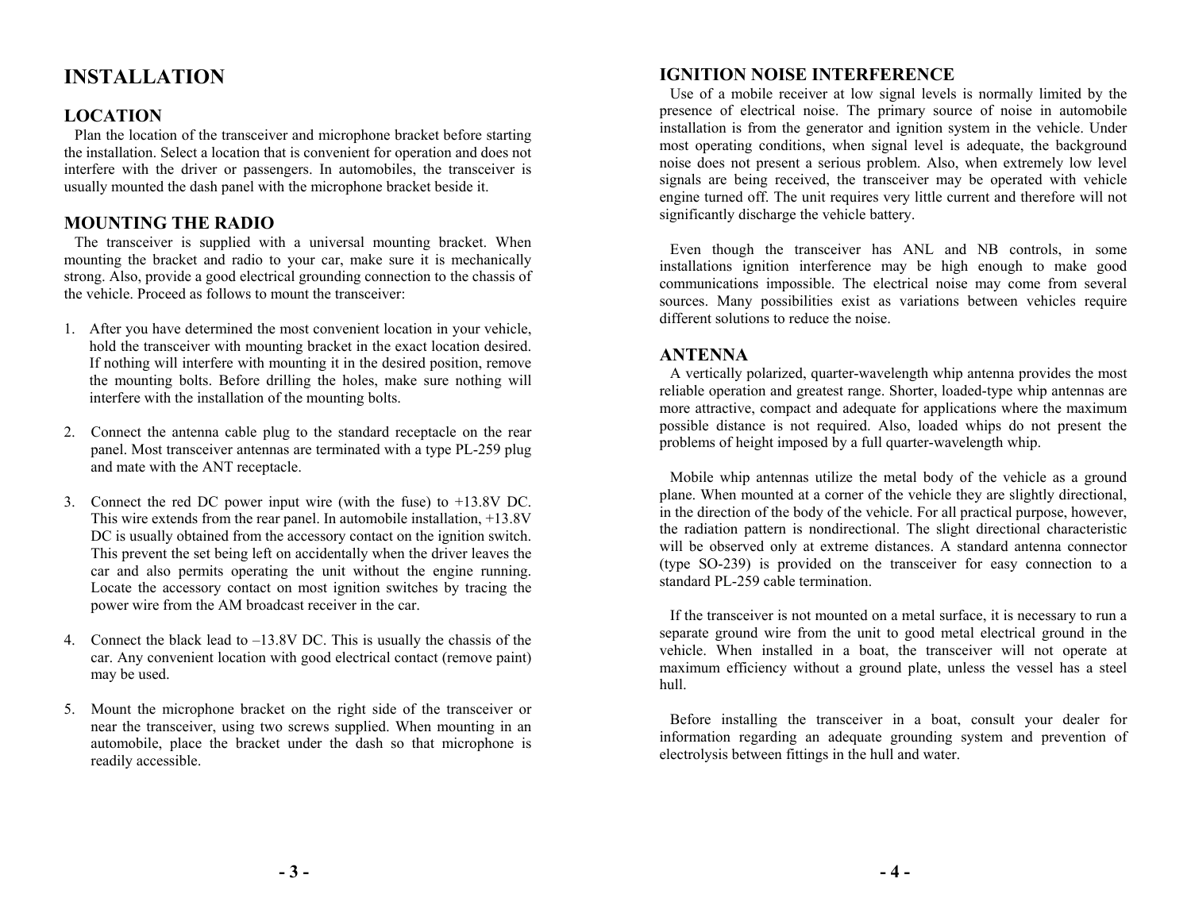# INSTALLATION

## LOCATION

Plan the location of the transceiver and microphone bracket before starting the installation. Select a location that is convenient for operation and does not interfere with the driver or passengers. In automobiles, the transceiver is usually mounted the dash panel with the microphone bracket beside it.

## MOUNTING THE RADIO

The transceiver is supplied with a universal mounting bracket. When mounting the bracket and radio to your car, make sure it is mechanically strong. Also, provide a good electrical grounding connection to the chassis of the vehicle. Proceed as follows to mount the transceiver:

1. After you have determined the most convenient location in your vehicle, hold the transceiver with mounting bracket in the exact location desired. If nothing will interfere with mounting it in the desired position, remove the mounting bolts. Before drilling the holes, make sure nothing will interfere with the installation of the mounting bolts.

2. Connect the antenna cable plug to the standard receptacle on the rear panel. Most transceiver antennas are terminated with a type PL-259 plug and mate with the ANT receptacle.

3. Connect the red DC power input wire (with the fuse) to +13.8V DC. This wire extends from the rear panel. In automobile installation, +13.8V DC is usually obtained from the accessory contact on the ignition switch. This prevent the set being left on accidentally when the driver leaves the car and also permits operating the unit without the engine running. Locate the accessory contact on most ignition switches by tracing the power wire from the AM broadcast receiver in the car.

4. Connect the black lead to –13.8V DC. This is usually the chassis of the car. Any convenient location with good electrical contact (remove paint) may be used.

5. Mount the microphone bracket on the right side of the transceiver or near the transceiver, using two screws supplied. When mounting in an automobile, place the bracket under the dash so that microphone is readily accessible.

## IGNITION NOISE INTERFERENCE

Use of a mobile receiver at low signal levels is normally limited by the presence of electrical noise. The primary source of noise in automobile installation is from the generator and ignition system in the vehicle. Under most operating conditions, when signal level is adequate, the background noise does not present a serious problem. Also, when extremely low level signals are being received, the transceiver may be operated with vehicle engine turned off. The unit requires very little current and therefore will not significantly discharge the vehicle battery.

Even though the transceiver has ANL and NB controls, in some installations ignition interference may be high enough to make good communications impossible. The electrical noise may come from several sources. Many possibilities exist as variations between vehicles require different solutions to reduce the noise.

## ANTENNA

A vertically polarized, quarter-wavelength whip antenna provides the most reliable operation and greatest range. Shorter, loaded-type whip antennas are more attractive, compact and adequate for applications where the maximum possible distance is not required. Also, loaded whips do not present the problems of height imposed by a full quarter-wavelength whip.

Mobile whip antennas utilize the metal body of the vehicle as a ground plane. When mounted at a corner of the vehicle they are slightly directional, in the direction of the body of the vehicle. For all practical purpose, however, the radiation pattern is nondirectional. The slight directional characteristic will be observed only at extreme distances. A standard antenna connector (type SO-239) is provided on the transceiver for easy connection to a standard PL-259 cable termination.

If the transceiver is not mounted on a metal surface, it is necessary to run a separate ground wire from the unit to good metal electrical ground in the vehicle. When installed in a boat, the transceiver will not operate at maximum efficiency without a ground plate, unless the vessel has a steel hull.

Before installing the transceiver in a boat, consult your dealer for information regarding an adequate grounding system and prevention of electrolysis between fittings in the hull and water.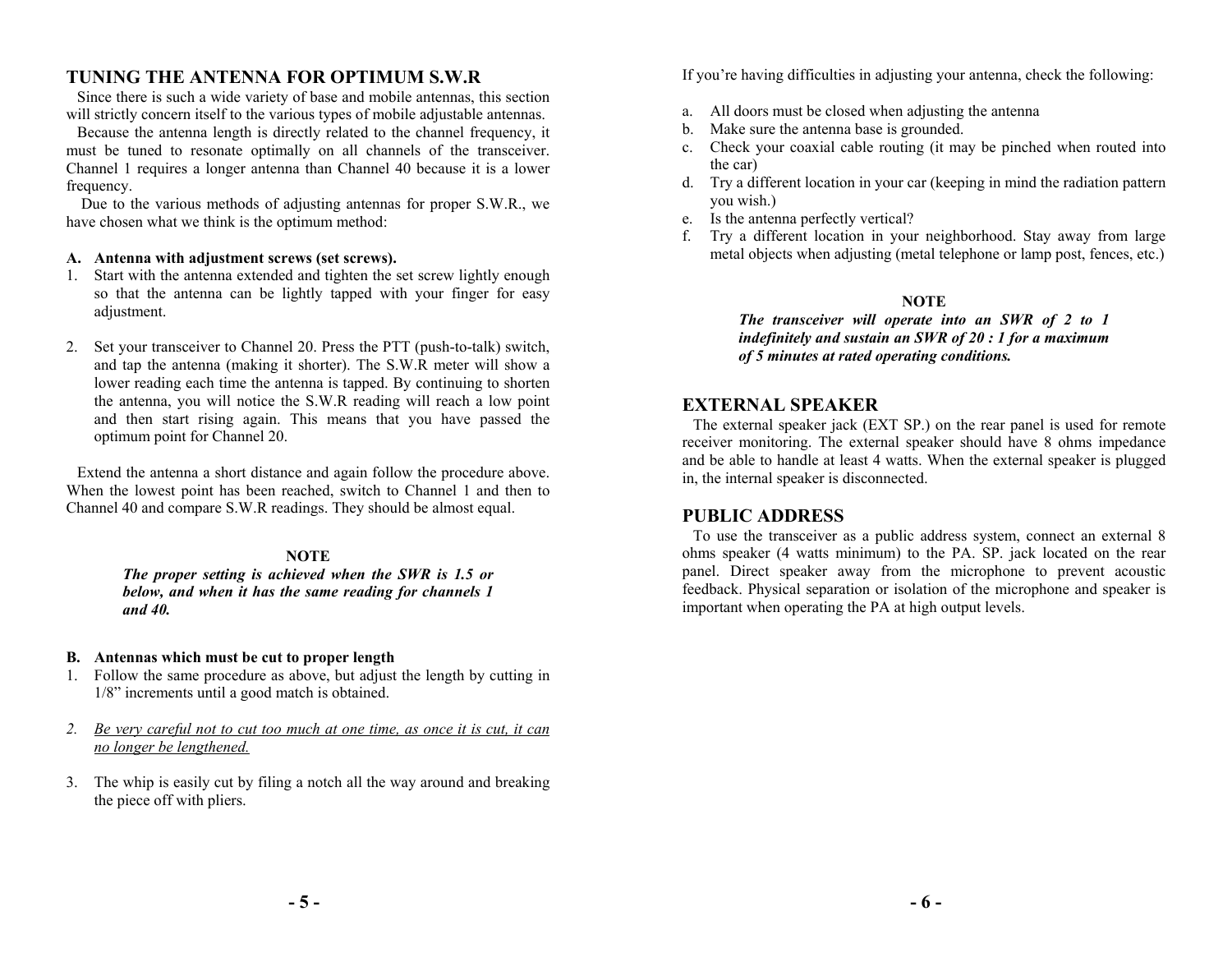## TUNING THE ANTENNA FOR OPTIMUM S.W.R

Since there is such a wide variety of base and mobile antennas, this section will strictly concern itself to the various types of mobile adjustable antennas.

Because the antenna length is directly related to the channel frequency, it must be tuned to resonate optimally on all channels of the transceiver. Channel 1 requires a longer antenna than Channel 40 because it is a lower frequency.

Due to the various methods of adjusting antennas for proper S.W.R., we have chosen what we think is the optimum method:

**A. Antenna with adjustment screws (set screws).**

1. Start with the antenna extended and tighten the set screw lightly enough so that the antenna can be lightly tapped with your finger for easy adjustment.

2. Set your transceiver to Channel 20. Press the PTT (push-to-talk) switch, and tap the antenna (making it shorter). The S.W.R meter will show a lower reading each time the antenna is tapped. By continuing to shorten the antenna, you will notice the S.W.R reading will reach a low point and then start rising again. This means that you have passed the optimum point for Channel 20.

Extend the antenna a short distance and again follow the procedure above. When the lowest point has been reached, switch to Channel 1 and then to Channel 40 and compare S.W.R readings. They should be almost equal.

**NOTE**

***The proper setting is achieved when the SWR is 1.5 or below, and when it has the same reading for channels 1 and 40.***

**B. Antennas which must be cut to proper length**

1. Follow the same procedure as above, but adjust the length by cutting in 1/8" increments until a good match is obtained.

2. *Be very careful not to cut too much at one time, as once it is cut, it can no longer be lengthened.*

3. The whip is easily cut by filing a notch all the way around and breaking the piece off with pliers.

If you're having difficulties in adjusting your antenna, check the following:

a. All doors must be closed when adjusting the antenna
b. Make sure the antenna base is grounded.
c. Check your coaxial cable routing (it may be pinched when routed into the car)
d. Try a different location in your car (keeping in mind the radiation pattern you wish.)
e. Is the antenna perfectly vertical?
f. Try a different location in your neighborhood. Stay away from large metal objects when adjusting (metal telephone or lamp post, fences, etc.)

**NOTE**

***The transceiver will operate into an SWR of 2 to 1 indefinitely and sustain an SWR of 20 : 1 for a maximum of 5 minutes at rated operating conditions.***

## EXTERNAL SPEAKER

The external speaker jack (EXT SP.) on the rear panel is used for remote receiver monitoring. The external speaker should have 8 ohms impedance and be able to handle at least 4 watts. When the external speaker is plugged in, the internal speaker is disconnected.

## PUBLIC ADDRESS

To use the transceiver as a public address system, connect an external 8 ohms speaker (4 watts minimum) to the PA. SP. jack located on the rear panel. Direct speaker away from the microphone to prevent acoustic feedback. Physical separation or isolation of the microphone and speaker is important when operating the PA at high output levels.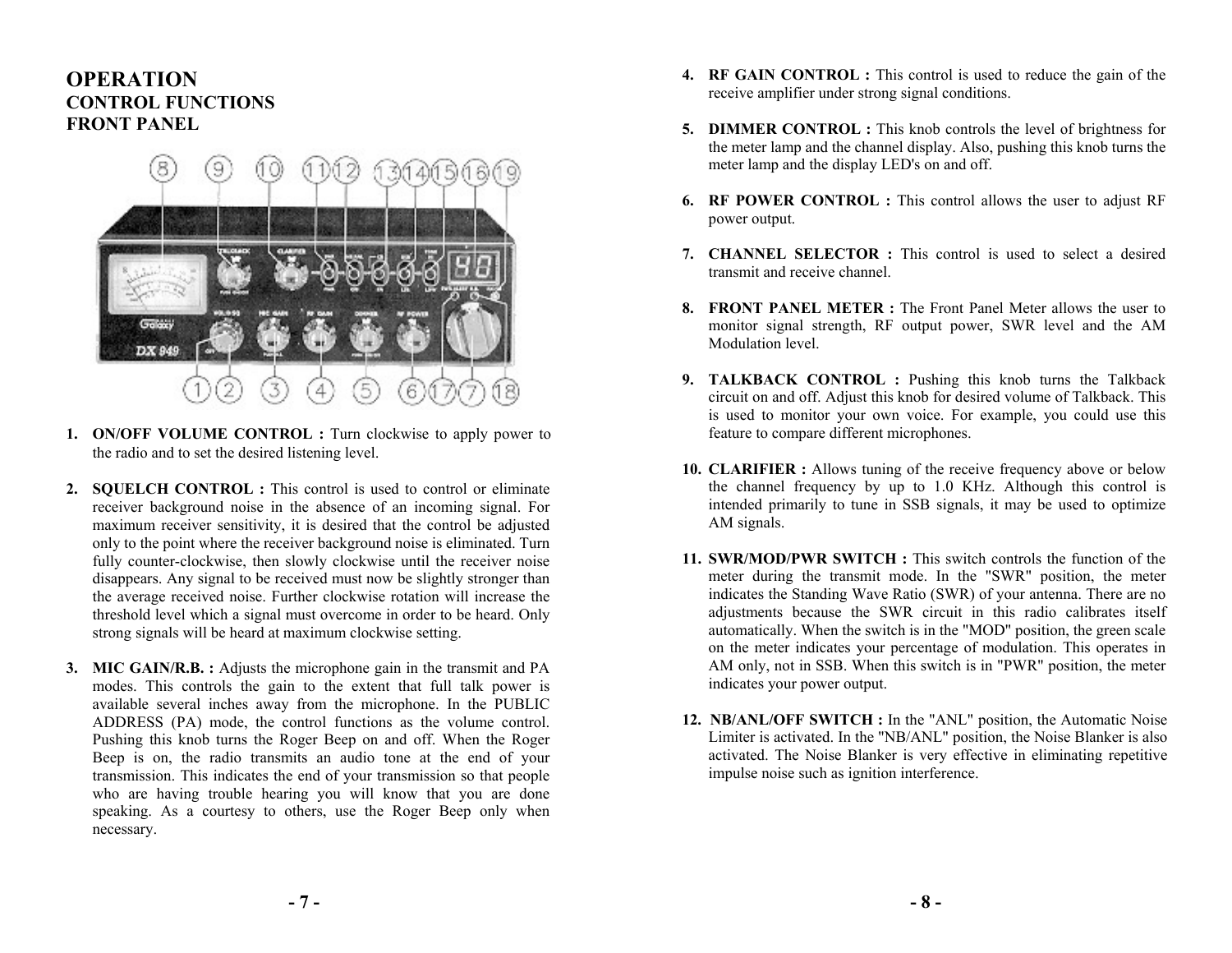# OPERATION

## CONTROL FUNCTIONS

## FRONT PANEL

1. **ON/OFF VOLUME CONTROL :** Turn clockwise to apply power to the radio and to set the desired listening level.

2. **SQUELCH CONTROL :** This control is used to control or eliminate receiver background noise in the absence of an incoming signal. For maximum receiver sensitivity, it is desired that the control be adjusted only to the point where the receiver background noise is eliminated. Turn fully counter-clockwise, then slowly clockwise until the receiver noise disappears. Any signal to be received must now be slightly stronger than the average received noise. Further clockwise rotation will increase the threshold level which a signal must overcome in order to be heard. Only strong signals will be heard at maximum clockwise setting.

3. **MIC GAIN/R.B. :** Adjusts the microphone gain in the transmit and PA modes. This controls the gain to the extent that full talk power is available several inches away from the microphone. In the PUBLIC ADDRESS (PA) mode, the control functions as the volume control. Pushing this knob turns the Roger Beep on and off. When the Roger Beep is on, the radio transmits an audio tone at the end of your transmission. This indicates the end of your transmission so that people who are having trouble hearing you will know that you are done speaking. As a courtesy to others, use the Roger Beep only when necessary.

4. **RF GAIN CONTROL :** This control is used to reduce the gain of the receive amplifier under strong signal conditions.

5. **DIMMER CONTROL :** This knob controls the level of brightness for the meter lamp and the channel display. Also, pushing this knob turns the meter lamp and the display LED's on and off.

6. **RF POWER CONTROL :** This control allows the user to adjust RF power output.

7. **CHANNEL SELECTOR :** This control is used to select a desired transmit and receive channel.

8. **FRONT PANEL METER :** The Front Panel Meter allows the user to monitor signal strength, RF output power, SWR level and the AM Modulation level.

9. **TALKBACK CONTROL :** Pushing this knob turns the Talkback circuit on and off. Adjust this knob for desired volume of Talkback. This is used to monitor your own voice. For example, you could use this feature to compare different microphones.

10. **CLARIFIER :** Allows tuning of the receive frequency above or below the channel frequency by up to 1.0 KHz. Although this control is intended primarily to tune in SSB signals, it may be used to optimize AM signals.

11. **SWR/MOD/PWR SWITCH :** This switch controls the function of the meter during the transmit mode. In the "SWR" position, the meter indicates the Standing Wave Ratio (SWR) of your antenna. There are no adjustments because the SWR circuit in this radio calibrates itself automatically. When the switch is in the "MOD" position, the green scale on the meter indicates your percentage of modulation. This operates in AM only, not in SSB. When this switch is in "PWR" position, the meter indicates your power output.

12. **NB/ANL/OFF SWITCH :** In the "ANL" position, the Automatic Noise Limiter is activated. In the "NB/ANL" position, the Noise Blanker is also activated. The Noise Blanker is very effective in eliminating repetitive impulse noise such as ignition interference.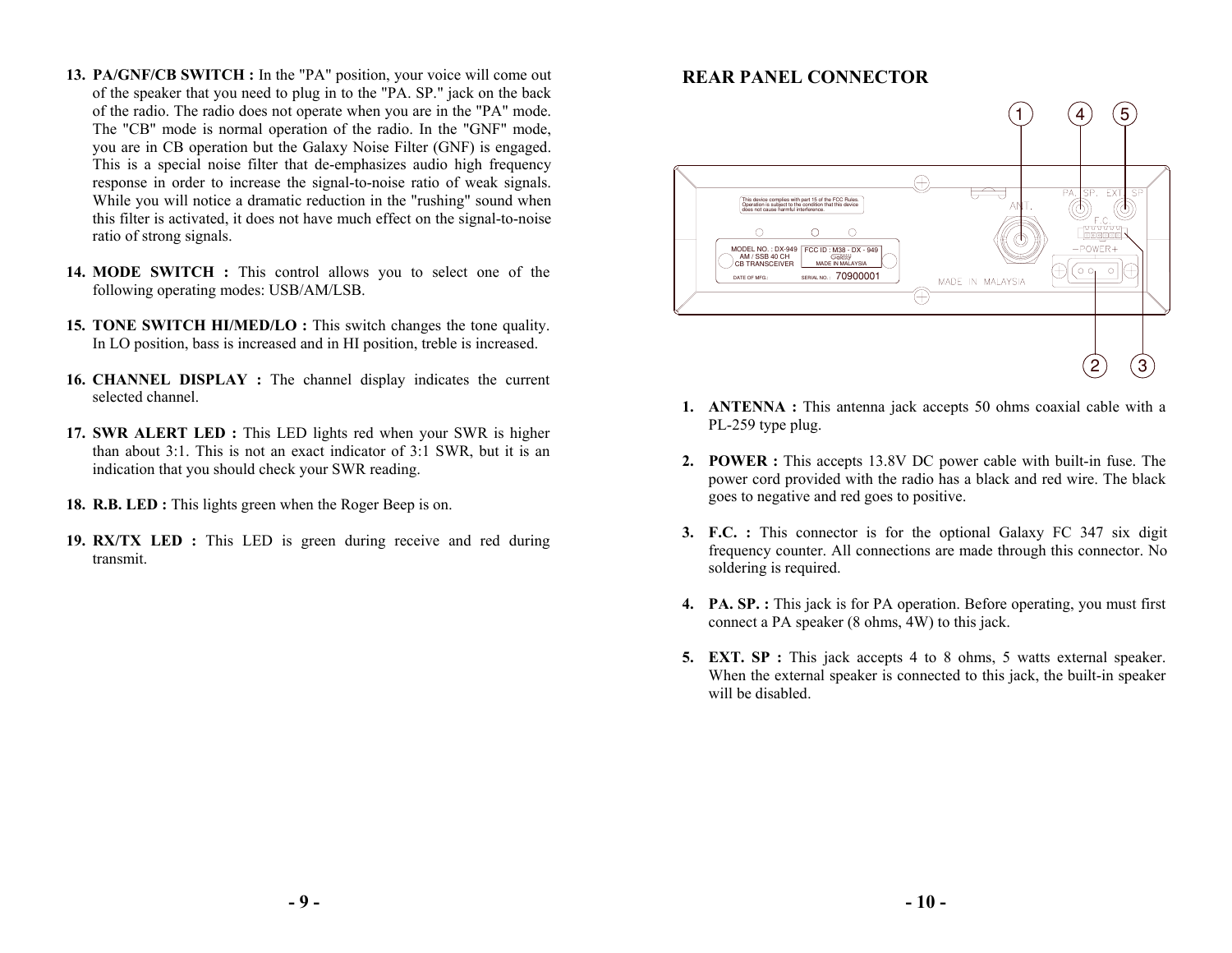13. **PA/GNF/CB SWITCH :** In the "PA" position, your voice will come out of the speaker that you need to plug in to the "PA. SP." jack on the back of the radio. The radio does not operate when you are in the "PA" mode. The "CB" mode is normal operation of the radio. In the "GNF" mode, you are in CB operation but the Galaxy Noise Filter (GNF) is engaged. This is a special noise filter that de-emphasizes audio high frequency response in order to increase the signal-to-noise ratio of weak signals. While you will notice a dramatic reduction in the "rushing" sound when this filter is activated, it does not have much effect on the signal-to-noise ratio of strong signals.

14. **MODE SWITCH :** This control allows you to select one of the following operating modes: USB/AM/LSB.

15. **TONE SWITCH HI/MED/LO :** This switch changes the tone quality. In LO position, bass is increased and in HI position, treble is increased.

16. **CHANNEL DISPLAY :** The channel display indicates the current selected channel.

17. **SWR ALERT LED :** This LED lights red when your SWR is higher than about 3:1. This is not an exact indicator of 3:1 SWR, but it is an indication that you should check your SWR reading.

18. **R.B. LED :** This lights green when the Roger Beep is on.

19. **RX/TX LED :** This LED is green during receive and red during transmit.

## REAR PANEL CONNECTOR

1. **ANTENNA :** This antenna jack accepts 50 ohms coaxial cable with a PL-259 type plug.

2. **POWER :** This accepts 13.8V DC power cable with built-in fuse. The power cord provided with the radio has a black and red wire. The black goes to negative and red goes to positive.

3. **F.C. :** This connector is for the optional Galaxy FC 347 six digit frequency counter. All connections are made through this connector. No soldering is required.

4. **PA. SP. :** This jack is for PA operation. Before operating, you must first connect a PA speaker (8 ohms, 4W) to this jack.

5. **EXT. SP :** This jack accepts 4 to 8 ohms, 5 watts external speaker. When the external speaker is connected to this jack, the built-in speaker will be disabled.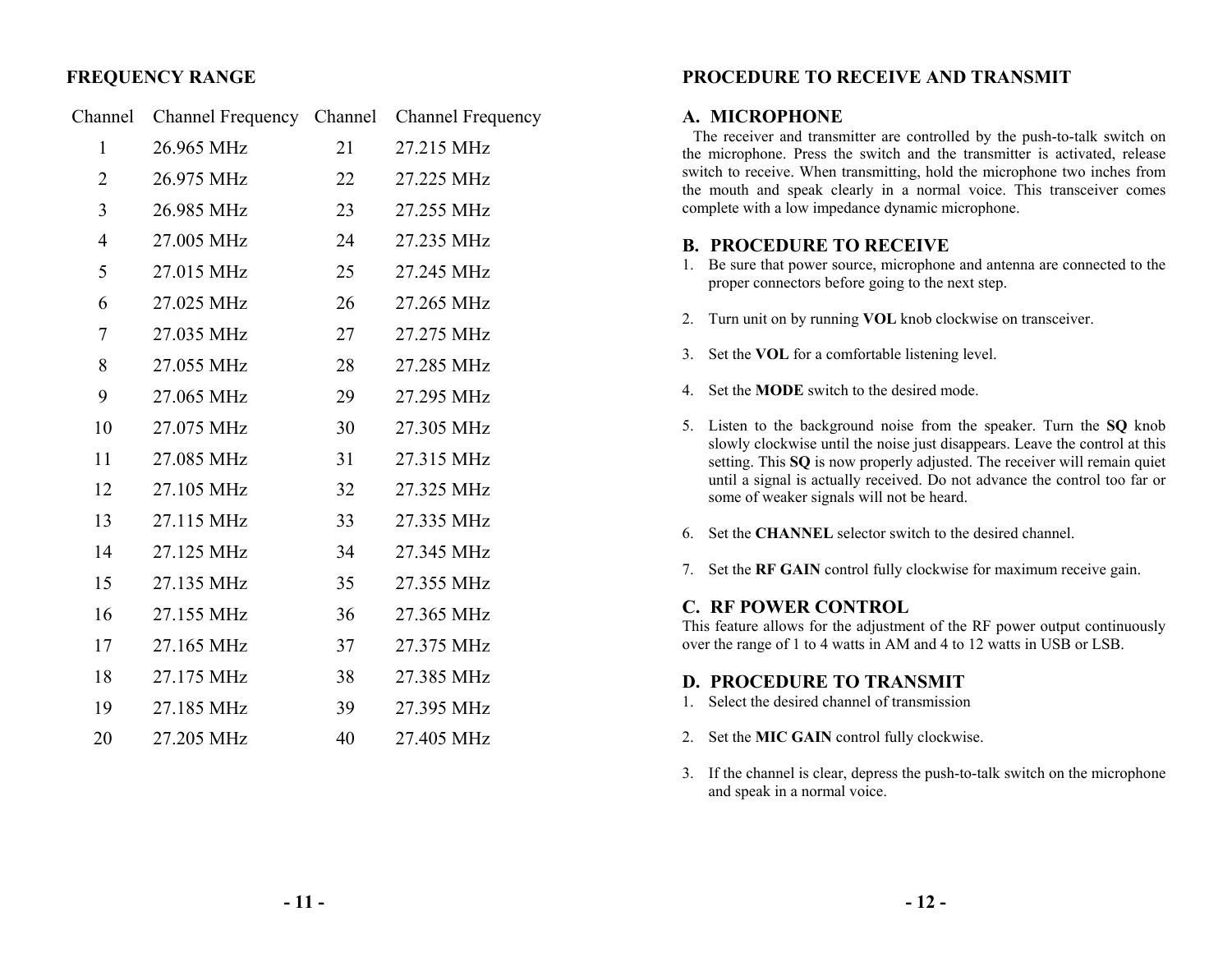## FREQUENCY RANGE

| Channel | Channel Frequency | Channel | Channel Frequency |
|---|---|---|---|
| 1 | 26.965 MHz | 21 | 27.215 MHz |
| 2 | 26.975 MHz | 22 | 27.225 MHz |
| 3 | 26.985 MHz | 23 | 27.255 MHz |
| 4 | 27.005 MHz | 24 | 27.235 MHz |
| 5 | 27.015 MHz | 25 | 27.245 MHz |
| 6 | 27.025 MHz | 26 | 27.265 MHz |
| 7 | 27.035 MHz | 27 | 27.275 MHz |
| 8 | 27.055 MHz | 28 | 27.285 MHz |
| 9 | 27.065 MHz | 29 | 27.295 MHz |
| 10 | 27.075 MHz | 30 | 27.305 MHz |
| 11 | 27.085 MHz | 31 | 27.315 MHz |
| 12 | 27.105 MHz | 32 | 27.325 MHz |
| 13 | 27.115 MHz | 33 | 27.335 MHz |
| 14 | 27.125 MHz | 34 | 27.345 MHz |
| 15 | 27.135 MHz | 35 | 27.355 MHz |
| 16 | 27.155 MHz | 36 | 27.365 MHz |
| 17 | 27.165 MHz | 37 | 27.375 MHz |
| 18 | 27.175 MHz | 38 | 27.385 MHz |
| 19 | 27.185 MHz | 39 | 27.395 MHz |
| 20 | 27.205 MHz | 40 | 27.405 MHz |

## PROCEDURE TO RECEIVE AND TRANSMIT

### A. MICROPHONE

The receiver and transmitter are controlled by the push-to-talk switch on the microphone. Press the switch and the transmitter is activated, release switch to receive. When transmitting, hold the microphone two inches from the mouth and speak clearly in a normal voice. This transceiver comes complete with a low impedance dynamic microphone.

### B. PROCEDURE TO RECEIVE

1. Be sure that power source, microphone and antenna are connected to the proper connectors before going to the next step.
2. Turn unit on by running **VOL** knob clockwise on transceiver.
3. Set the **VOL** for a comfortable listening level.
4. Set the **MODE** switch to the desired mode.
5. Listen to the background noise from the speaker. Turn the **SQ** knob slowly clockwise until the noise just disappears. Leave the control at this setting. This **SQ** is now properly adjusted. The receiver will remain quiet until a signal is actually received. Do not advance the control too far or some of weaker signals will not be heard.
6. Set the **CHANNEL** selector switch to the desired channel.
7. Set the **RF GAIN** control fully clockwise for maximum receive gain.

### C. RF POWER CONTROL

This feature allows for the adjustment of the RF power output continuously over the range of 1 to 4 watts in AM and 4 to 12 watts in USB or LSB.

### D. PROCEDURE TO TRANSMIT

1. Select the desired channel of transmission
2. Set the **MIC GAIN** control fully clockwise.
3. If the channel is clear, depress the push-to-talk switch on the microphone and speak in a normal voice.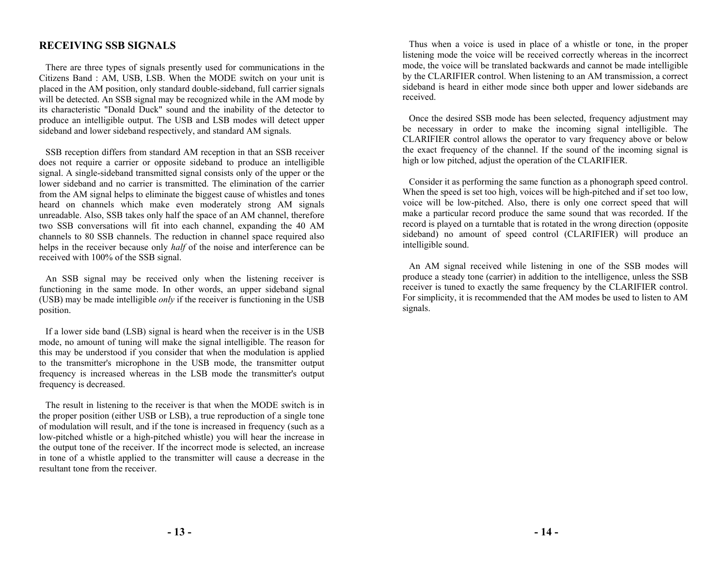## RECEIVING SSB SIGNALS

There are three types of signals presently used for communications in the Citizens Band : AM, USB, LSB. When the MODE switch on your unit is placed in the AM position, only standard double-sideband, full carrier signals will be detected. An SSB signal may be recognized while in the AM mode by its characteristic "Donald Duck" sound and the inability of the detector to produce an intelligible output. The USB and LSB modes will detect upper sideband and lower sideband respectively, and standard AM signals.

SSB reception differs from standard AM reception in that an SSB receiver does not require a carrier or opposite sideband to produce an intelligible signal. A single-sideband transmitted signal consists only of the upper or the lower sideband and no carrier is transmitted. The elimination of the carrier from the AM signal helps to eliminate the biggest cause of whistles and tones heard on channels which make even moderately strong AM signals unreadable. Also, SSB takes only half the space of an AM channel, therefore two SSB conversations will fit into each channel, expanding the 40 AM channels to 80 SSB channels. The reduction in channel space required also helps in the receiver because only *half* of the noise and interference can be received with 100% of the SSB signal.

An SSB signal may be received only when the listening receiver is functioning in the same mode. In other words, an upper sideband signal (USB) may be made intelligible *only* if the receiver is functioning in the USB position.

If a lower side band (LSB) signal is heard when the receiver is in the USB mode, no amount of tuning will make the signal intelligible. The reason for this may be understood if you consider that when the modulation is applied to the transmitter's microphone in the USB mode, the transmitter output frequency is increased whereas in the LSB mode the transmitter's output frequency is decreased.

The result in listening to the receiver is that when the MODE switch is in the proper position (either USB or LSB), a true reproduction of a single tone of modulation will result, and if the tone is increased in frequency (such as a low-pitched whistle or a high-pitched whistle) you will hear the increase in the output tone of the receiver. If the incorrect mode is selected, an increase in tone of a whistle applied to the transmitter will cause a decrease in the resultant tone from the receiver.

Thus when a voice is used in place of a whistle or tone, in the proper listening mode the voice will be received correctly whereas in the incorrect mode, the voice will be translated backwards and cannot be made intelligible by the CLARIFIER control. When listening to an AM transmission, a correct sideband is heard in either mode since both upper and lower sidebands are received.

Once the desired SSB mode has been selected, frequency adjustment may be necessary in order to make the incoming signal intelligible. The CLARIFIER control allows the operator to vary frequency above or below the exact frequency of the channel. If the sound of the incoming signal is high or low pitched, adjust the operation of the CLARIFIER.

Consider it as performing the same function as a phonograph speed control. When the speed is set too high, voices will be high-pitched and if set too low, voice will be low-pitched. Also, there is only one correct speed that will make a particular record produce the same sound that was recorded. If the record is played on a turntable that is rotated in the wrong direction (opposite sideband) no amount of speed control (CLARIFIER) will produce an intelligible sound.

An AM signal received while listening in one of the SSB modes will produce a steady tone (carrier) in addition to the intelligence, unless the SSB receiver is tuned to exactly the same frequency by the CLARIFIER control. For simplicity, it is recommended that the AM modes be used to listen to AM signals.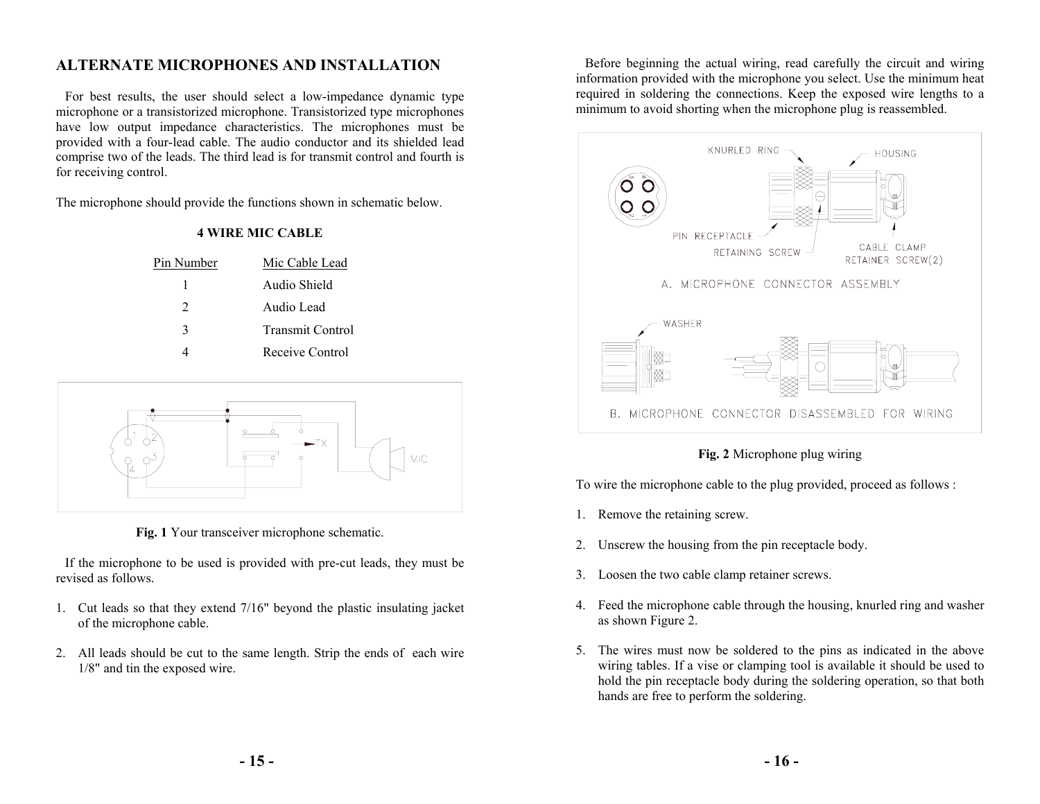## ALTERNATE MICROPHONES AND INSTALLATION

For best results, the user should select a low-impedance dynamic type microphone or a transistorized microphone. Transistorized type microphones have low output impedance characteristics. The microphones must be provided with a four-lead cable. The audio conductor and its shielded lead comprise two of the leads. The third lead is for transmit control and fourth is for receiving control.

The microphone should provide the functions shown in schematic below.

**4 WIRE MIC CABLE**

| Pin Number | Mic Cable Lead |
|---|---|
| 1 | Audio Shield |
| 2 | Audio Lead |
| 3 | Transmit Control |
| 4 | Receive Control |

**Fig. 1** Your transceiver microphone schematic.

If the microphone to be used is provided with pre-cut leads, they must be revised as follows.

1. Cut leads so that they extend 7/16" beyond the plastic insulating jacket of the microphone cable.
2. All leads should be cut to the same length. Strip the ends of each wire 1/8" and tin the exposed wire.

Before beginning the actual wiring, read carefully the circuit and wiring information provided with the microphone you select. Use the minimum heat required in soldering the connections. Keep the exposed wire lengths to a minimum to avoid shorting when the microphone plug is reassembled.

**Fig. 2** Microphone plug wiring

To wire the microphone cable to the plug provided, proceed as follows :

1. Remove the retaining screw.
2. Unscrew the housing from the pin receptacle body.
3. Loosen the two cable clamp retainer screws.
4. Feed the microphone cable through the housing, knurled ring and washer as shown Figure 2.
5. The wires must now be soldered to the pins as indicated in the above wiring tables. If a vise or clamping tool is available it should be used to hold the pin receptacle body during the soldering operation, so that both hands are free to perform the soldering.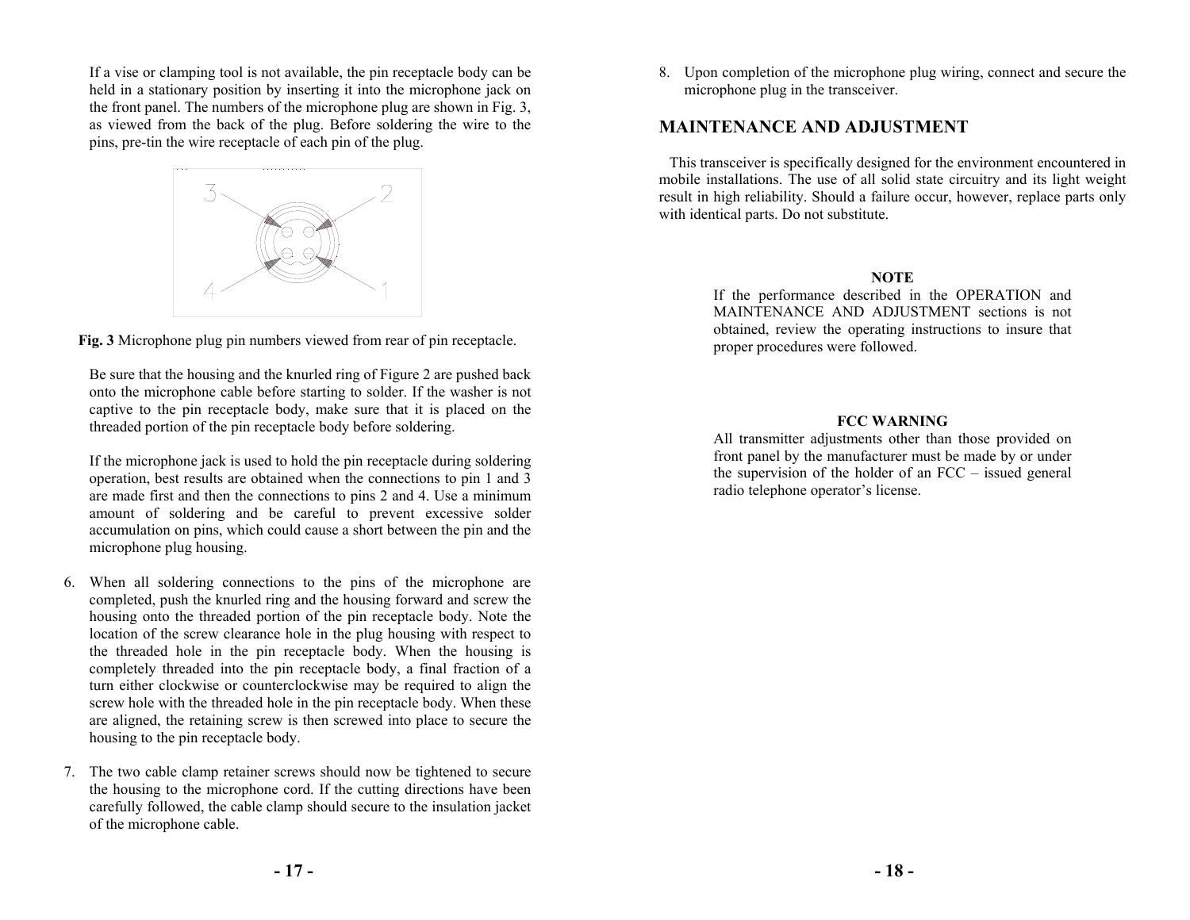If a vise or clamping tool is not available, the pin receptacle body can be held in a stationary position by inserting it into the microphone jack on the front panel. The numbers of the microphone plug are shown in Fig. 3, as viewed from the back of the plug. Before soldering the wire to the pins, pre-tin the wire receptacle of each pin of the plug.

**Fig. 3** Microphone plug pin numbers viewed from rear of pin receptacle.

Be sure that the housing and the knurled ring of Figure 2 are pushed back onto the microphone cable before starting to solder. If the washer is not captive to the pin receptacle body, make sure that it is placed on the threaded portion of the pin receptacle body before soldering.

If the microphone jack is used to hold the pin receptacle during soldering operation, best results are obtained when the connections to pin 1 and 3 are made first and then the connections to pins 2 and 4. Use a minimum amount of soldering and be careful to prevent excessive solder accumulation on pins, which could cause a short between the pin and the microphone plug housing.

6. When all soldering connections to the pins of the microphone are completed, push the knurled ring and the housing forward and screw the housing onto the threaded portion of the pin receptacle body. Note the location of the screw clearance hole in the plug housing with respect to the threaded hole in the pin receptacle body. When the housing is completely threaded into the pin receptacle body, a final fraction of a turn either clockwise or counterclockwise may be required to align the screw hole with the threaded hole in the pin receptacle body. When these are aligned, the retaining screw is then screwed into place to secure the housing to the pin receptacle body.

7. The two cable clamp retainer screws should now be tightened to secure the housing to the microphone cord. If the cutting directions have been carefully followed, the cable clamp should secure to the insulation jacket of the microphone cable.

8. Upon completion of the microphone plug wiring, connect and secure the microphone plug in the transceiver.

## MAINTENANCE AND ADJUSTMENT

This transceiver is specifically designed for the environment encountered in mobile installations. The use of all solid state circuitry and its light weight result in high reliability. Should a failure occur, however, replace parts only with identical parts. Do not substitute.

**NOTE**

If the performance described in the OPERATION and MAINTENANCE AND ADJUSTMENT sections is not obtained, review the operating instructions to insure that proper procedures were followed.

**FCC WARNING**

All transmitter adjustments other than those provided on front panel by the manufacturer must be made by or under the supervision of the holder of an FCC – issued general radio telephone operator's license.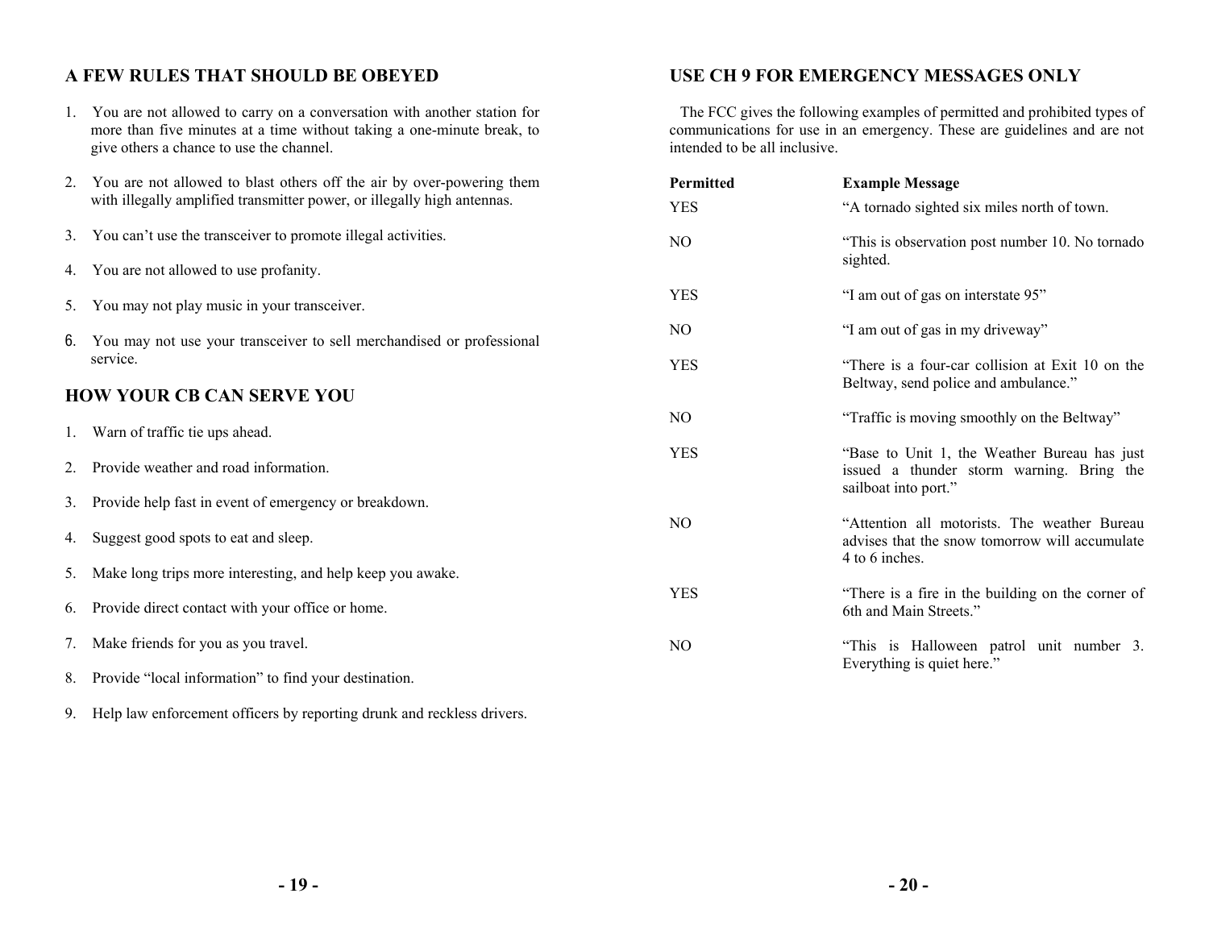## A FEW RULES THAT SHOULD BE OBEYED

1. You are not allowed to carry on a conversation with another station for more than five minutes at a time without taking a one-minute break, to give others a chance to use the channel.

2. You are not allowed to blast others off the air by over-powering them with illegally amplified transmitter power, or illegally high antennas.

3. You can't use the transceiver to promote illegal activities.

4. You are not allowed to use profanity.

5. You may not play music in your transceiver.

6. You may not use your transceiver to sell merchandised or professional service.

## HOW YOUR CB CAN SERVE YOU

1. Warn of traffic tie ups ahead.

2. Provide weather and road information.

3. Provide help fast in event of emergency or breakdown.

4. Suggest good spots to eat and sleep.

5. Make long trips more interesting, and help keep you awake.

6. Provide direct contact with your office or home.

7. Make friends for you as you travel.

8. Provide "local information" to find your destination.

9. Help law enforcement officers by reporting drunk and reckless drivers.

## USE CH 9 FOR EMERGENCY MESSAGES ONLY

The FCC gives the following examples of permitted and prohibited types of communications for use in an emergency. These are guidelines and are not intended to be all inclusive.

| Permitted | Example Message |
|---|---|
| YES | "A tornado sighted six miles north of town. |
| NO | "This is observation post number 10. No tornado sighted. |
| YES | "I am out of gas on interstate 95" |
| NO | "I am out of gas in my driveway" |
| YES | "There is a four-car collision at Exit 10 on the Beltway, send police and ambulance." |
| NO | "Traffic is moving smoothly on the Beltway" |
| YES | "Base to Unit 1, the Weather Bureau has just issued a thunder storm warning. Bring the sailboat into port." |
| NO | "Attention all motorists. The weather Bureau advises that the snow tomorrow will accumulate 4 to 6 inches. |
| YES | "There is a fire in the building on the corner of 6th and Main Streets." |
| NO | "This is Halloween patrol unit number 3. Everything is quiet here." |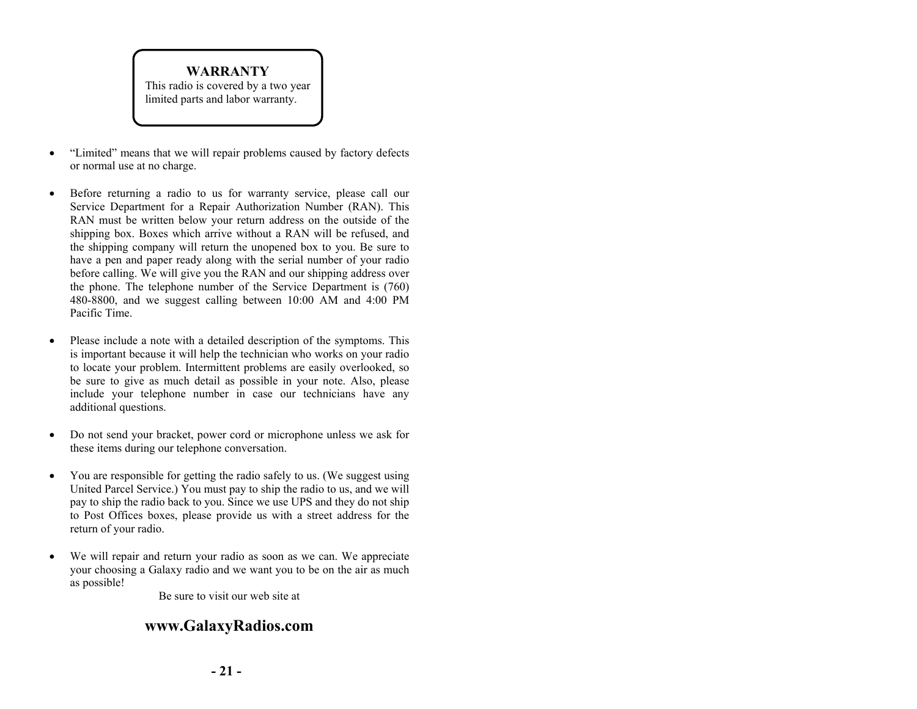## WARRANTY

This radio is covered by a two year limited parts and labor warranty.

- "Limited" means that we will repair problems caused by factory defects or normal use at no charge.

- Before returning a radio to us for warranty service, please call our Service Department for a Repair Authorization Number (RAN). This RAN must be written below your return address on the outside of the shipping box. Boxes which arrive without a RAN will be refused, and the shipping company will return the unopened box to you. Be sure to have a pen and paper ready along with the serial number of your radio before calling. We will give you the RAN and our shipping address over the phone. The telephone number of the Service Department is (760) 480-8800, and we suggest calling between 10:00 AM and 4:00 PM Pacific Time.

- Please include a note with a detailed description of the symptoms. This is important because it will help the technician who works on your radio to locate your problem. Intermittent problems are easily overlooked, so be sure to give as much detail as possible in your note. Also, please include your telephone number in case our technicians have any additional questions.

- Do not send your bracket, power cord or microphone unless we ask for these items during our telephone conversation.

- You are responsible for getting the radio safely to us. (We suggest using United Parcel Service.) You must pay to ship the radio to us, and we will pay to ship the radio back to you. Since we use UPS and they do not ship to Post Offices boxes, please provide us with a street address for the return of your radio.

- We will repair and return your radio as soon as we can. We appreciate your choosing a Galaxy radio and we want you to be on the air as much as possible!

Be sure to visit our web site at

**www.GalaxyRadios.com**